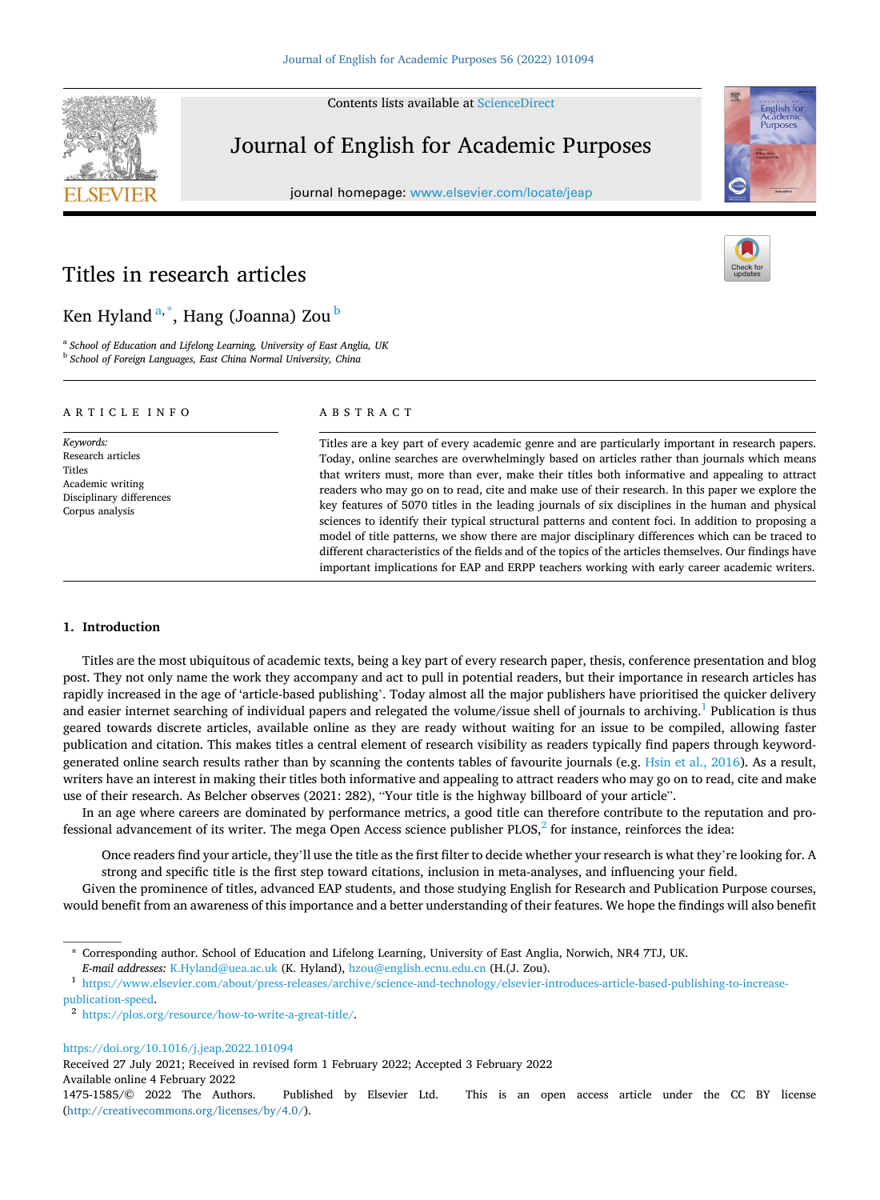Contents lists available at ScienceDirect

# Journal of English for Academic Purposes

journal homepage: www.elsevier.com/locate/jeap

# Titles in research articles

Ken Hyland[a,*], Hang (Joanna) Zou[b]

[a] *School of Education and Lifelong Learning, University of East Anglia, UK*
[b] *School of Foreign Languages, East China Normal University, China*

## ARTICLE INFO

*Keywords:*
Research articles
Titles
Academic writing
Disciplinary differences
Corpus analysis

## ABSTRACT

Titles are a key part of every academic genre and are particularly important in research papers. Today, online searches are overwhelmingly based on articles rather than journals which means that writers must, more than ever, make their titles both informative and appealing to attract readers who may go on to read, cite and make use of their research. In this paper we explore the key features of 5070 titles in the leading journals of six disciplines in the human and physical sciences to identify their typical structural patterns and content foci. In addition to proposing a model of title patterns, we show there are major disciplinary differences which can be traced to different characteristics of the fields and of the topics of the articles themselves. Our findings have important implications for EAP and ERPP teachers working with early career academic writers.

## 1. Introduction

Titles are the most ubiquitous of academic texts, being a key part of every research paper, thesis, conference presentation and blog post. They not only name the work they accompany and act to pull in potential readers, but their importance in research articles has rapidly increased in the age of 'article-based publishing'. Today almost all the major publishers have prioritised the quicker delivery and easier internet searching of individual papers and relegated the volume/issue shell of journals to archiving.[1] Publication is thus geared towards discrete articles, available online as they are ready without waiting for an issue to be compiled, allowing faster publication and citation. This makes titles a central element of research visibility as readers typically find papers through keyword-generated online search results rather than by scanning the contents tables of favourite journals (e.g. Hsin et al., 2016). As a result, writers have an interest in making their titles both informative and appealing to attract readers who may go on to read, cite and make use of their research. As Belcher observes (2021: 282), "Your title is the highway billboard of your article".

In an age where careers are dominated by performance metrics, a good title can therefore contribute to the reputation and professional advancement of its writer. The mega Open Access science publisher PLOS,[2] for instance, reinforces the idea:

> Once readers find your article, they'll use the title as the first filter to decide whether your research is what they're looking for. A strong and specific title is the first step toward citations, inclusion in meta-analyses, and influencing your field.

Given the prominence of titles, advanced EAP students, and those studying English for Research and Publication Purpose courses, would benefit from an awareness of this importance and a better understanding of their features. We hope the findings will also benefit

---

\* Corresponding author. School of Education and Lifelong Learning, University of East Anglia, Norwich, NR4 7TJ, UK.
*E-mail addresses:* K.Hyland@uea.ac.uk (K. Hyland), hzou@english.ecnu.edu.cn (H.(J. Zou).

[1] https://www.elsevier.com/about/press-releases/archive/science-and-technology/elsevier-introduces-article-based-publishing-to-increase-publication-speed.

[2] https://plos.org/resource/how-to-write-a-great-title/.

https://doi.org/10.1016/j.jeap.2022.101094
Received 27 July 2021; Received in revised form 1 February 2022; Accepted 3 February 2022
Available online 4 February 2022
1475-1585/© 2022 The Authors. Published by Elsevier Ltd. This is an open access article under the CC BY license (http://creativecommons.org/licenses/by/4.0/).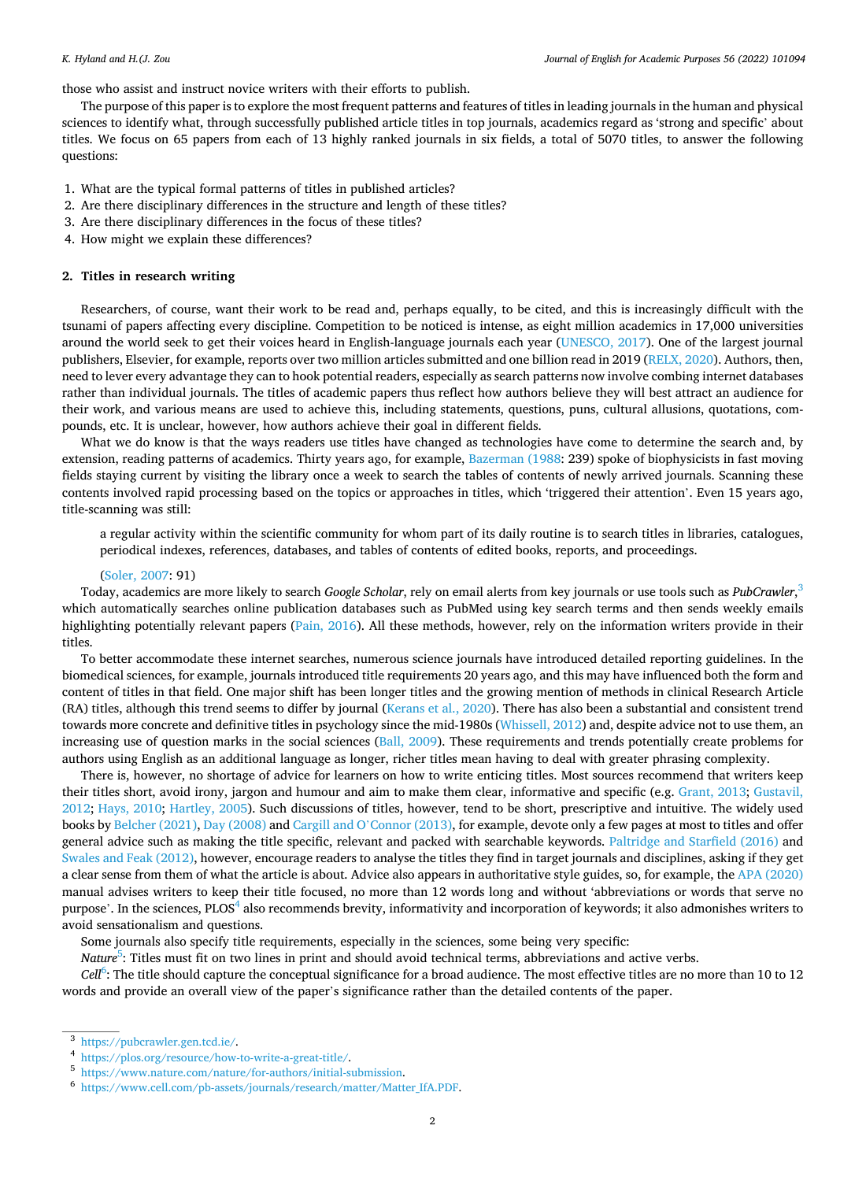those who assist and instruct novice writers with their efforts to publish.

The purpose of this paper is to explore the most frequent patterns and features of titles in leading journals in the human and physical sciences to identify what, through successfully published article titles in top journals, academics regard as 'strong and specific' about titles. We focus on 65 papers from each of 13 highly ranked journals in six fields, a total of 5070 titles, to answer the following questions:

1. What are the typical formal patterns of titles in published articles?
2. Are there disciplinary differences in the structure and length of these titles?
3. Are there disciplinary differences in the focus of these titles?
4. How might we explain these differences?

## 2. Titles in research writing

Researchers, of course, want their work to be read and, perhaps equally, to be cited, and this is increasingly difficult with the tsunami of papers affecting every discipline. Competition to be noticed is intense, as eight million academics in 17,000 universities around the world seek to get their voices heard in English-language journals each year (UNESCO, 2017). One of the largest journal publishers, Elsevier, for example, reports over two million articles submitted and one billion read in 2019 (RELX, 2020). Authors, then, need to lever every advantage they can to hook potential readers, especially as search patterns now involve combing internet databases rather than individual journals. The titles of academic papers thus reflect how authors believe they will best attract an audience for their work, and various means are used to achieve this, including statements, questions, puns, cultural allusions, quotations, compounds, etc. It is unclear, however, how authors achieve their goal in different fields.

What we do know is that the ways readers use titles have changed as technologies have come to determine the search and, by extension, reading patterns of academics. Thirty years ago, for example, Bazerman (1988: 239) spoke of biophysicists in fast moving fields staying current by visiting the library once a week to search the tables of contents of newly arrived journals. Scanning these contents involved rapid processing based on the topics or approaches in titles, which 'triggered their attention'. Even 15 years ago, title-scanning was still:

> a regular activity within the scientific community for whom part of its daily routine is to search titles in libraries, catalogues, periodical indexes, references, databases, and tables of contents of edited books, reports, and proceedings.
>
> (Soler, 2007: 91)

Today, academics are more likely to search *Google Scholar*, rely on email alerts from key journals or use tools such as *PubCrawler*,[3] which automatically searches online publication databases such as PubMed using key search terms and then sends weekly emails highlighting potentially relevant papers (Pain, 2016). All these methods, however, rely on the information writers provide in their titles.

To better accommodate these internet searches, numerous science journals have introduced detailed reporting guidelines. In the biomedical sciences, for example, journals introduced title requirements 20 years ago, and this may have influenced both the form and content of titles in that field. One major shift has been longer titles and the growing mention of methods in clinical Research Article (RA) titles, although this trend seems to differ by journal (Kerans et al., 2020). There has also been a substantial and consistent trend towards more concrete and definitive titles in psychology since the mid-1980s (Whissell, 2012) and, despite advice not to use them, an increasing use of question marks in the social sciences (Ball, 2009). These requirements and trends potentially create problems for authors using English as an additional language as longer, richer titles mean having to deal with greater phrasing complexity.

There is, however, no shortage of advice for learners on how to write enticing titles. Most sources recommend that writers keep their titles short, avoid irony, jargon and humour and aim to make them clear, informative and specific (e.g. Grant, 2013; Gustavil, 2012; Hays, 2010; Hartley, 2005). Such discussions of titles, however, tend to be short, prescriptive and intuitive. The widely used books by Belcher (2021), Day (2008) and Cargill and O'Connor (2013), for example, devote only a few pages at most to titles and offer general advice such as making the title specific, relevant and packed with searchable keywords. Paltridge and Starfield (2016) and Swales and Feak (2012), however, encourage readers to analyse the titles they find in target journals and disciplines, asking if they get a clear sense from them of what the article is about. Advice also appears in authoritative style guides, so, for example, the APA (2020) manual advises writers to keep their title focused, no more than 12 words long and without 'abbreviations or words that serve no purpose'. In the sciences, PLOS[4] also recommends brevity, informativity and incorporation of keywords; it also admonishes writers to avoid sensationalism and questions.

Some journals also specify title requirements, especially in the sciences, some being very specific:

***Nature***[5]: Titles must fit on two lines in print and should avoid technical terms, abbreviations and active verbs.

***Cell***[6]: The title should capture the conceptual significance for a broad audience. The most effective titles are no more than 10 to 12 words and provide an overall view of the paper's significance rather than the detailed contents of the paper.

---

[3] https://pubcrawler.gen.tcd.ie/.

[4] https://plos.org/resource/how-to-write-a-great-title/.

[5] https://www.nature.com/nature/for-authors/initial-submission.

[6] https://www.cell.com/pb-assets/journals/research/matter/Matter_IfA.PDF.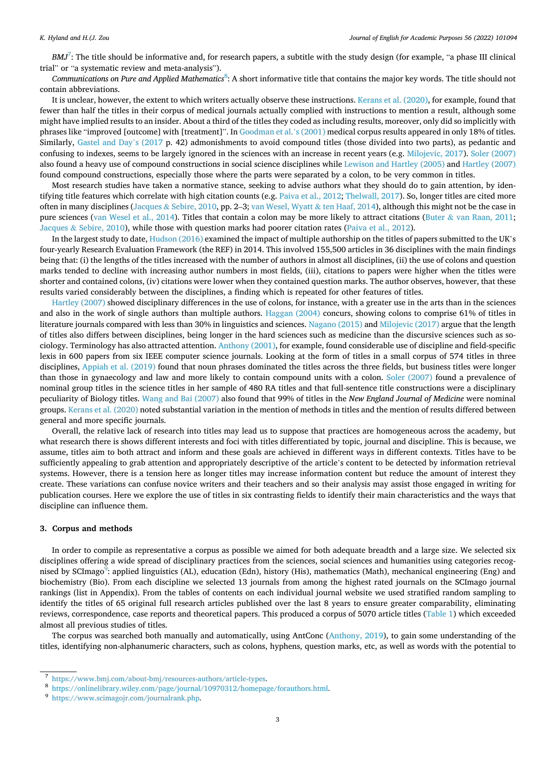*BMJ*[7]: The title should be informative and, for research papers, a subtitle with the study design (for example, "a phase III clinical trial" or "a systematic review and meta-analysis").

*Communications on Pure and Applied Mathematics*[8]: A short informative title that contains the major key words. The title should not contain abbreviations.

It is unclear, however, the extent to which writers actually observe these instructions. Kerans et al. (2020), for example, found that fewer than half the titles in their corpus of medical journals actually complied with instructions to mention a result, although some might have implied results to an insider. About a third of the titles they coded as including results, moreover, only did so implicitly with phrases like "improved [outcome] with [treatment]". In Goodman et al.'s (2001) medical corpus results appeared in only 18% of titles. Similarly, Gastel and Day's (2017 p. 42) admonishments to avoid compound titles (those divided into two parts), as pedantic and confusing to indexes, seems to be largely ignored in the sciences with an increase in recent years (e.g. Milojevic, 2017). Soler (2007) also found a heavy use of compound constructions in social science disciplines while Lewison and Hartley (2005) and Hartley (2007) found compound constructions, especially those where the parts were separated by a colon, to be very common in titles.

Most research studies have taken a normative stance, seeking to advise authors what they should do to gain attention, by identifying title features which correlate with high citation counts (e.g. Paiva et al., 2012; Thelwall, 2017). So, longer titles are cited more often in many disciplines (Jacques & Sebire, 2010, pp. 2–3; van Wesel, Wyatt & ten Haaf, 2014), although this might not be the case in pure sciences (van Wesel et al., 2014). Titles that contain a colon may be more likely to attract citations (Buter & van Raan, 2011; Jacques & Sebire, 2010), while those with question marks had poorer citation rates (Paiva et al., 2012).

In the largest study to date, Hudson (2016) examined the impact of multiple authorship on the titles of papers submitted to the UK's four-yearly Research Evaluation Framework (the REF) in 2014. This involved 155,500 articles in 36 disciplines with the main findings being that: (i) the lengths of the titles increased with the number of authors in almost all disciplines, (ii) the use of colons and question marks tended to decline with increasing author numbers in most fields, (iii), citations to papers were higher when the titles were shorter and contained colons, (iv) citations were lower when they contained question marks. The author observes, however, that these results varied considerably between the disciplines, a finding which is repeated for other features of titles.

Hartley (2007) showed disciplinary differences in the use of colons, for instance, with a greater use in the arts than in the sciences and also in the work of single authors than multiple authors. Haggan (2004) concurs, showing colons to comprise 61% of titles in literature journals compared with less than 30% in linguistics and sciences. Nagano (2015) and Milojevic (2017) argue that the length of titles also differs between disciplines, being longer in the hard sciences such as medicine than the discursive sciences such as sociology. Terminology has also attracted attention. Anthony (2001), for example, found considerable use of discipline and field-specific lexis in 600 papers from six IEEE computer science journals. Looking at the form of titles in a small corpus of 574 titles in three disciplines, Appiah et al. (2019) found that noun phrases dominated the titles across the three fields, but business titles were longer than those in gynaecology and law and more likely to contain compound units with a colon. Soler (2007) found a prevalence of nominal group titles in the science titles in her sample of 480 RA titles and that full-sentence title constructions were a disciplinary peculiarity of Biology titles. Wang and Bai (2007) also found that 99% of titles in the *New England Journal of Medicine* were nominal groups. Kerans et al. (2020) noted substantial variation in the mention of methods in titles and the mention of results differed between general and more specific journals.

Overall, the relative lack of research into titles may lead us to suppose that practices are homogeneous across the academy, but what research there is shows different interests and foci with titles differentiated by topic, journal and discipline. This is because, we assume, titles aim to both attract and inform and these goals are achieved in different ways in different contexts. Titles have to be sufficiently appealing to grab attention and appropriately descriptive of the article's content to be detected by information retrieval systems. However, there is a tension here as longer titles may increase information content but reduce the amount of interest they create. These variations can confuse novice writers and their teachers and so their analysis may assist those engaged in writing for publication courses. Here we explore the use of titles in six contrasting fields to identify their main characteristics and the ways that discipline can influence them.

## 3. Corpus and methods

In order to compile as representative a corpus as possible we aimed for both adequate breadth and a large size. We selected six disciplines offering a wide spread of disciplinary practices from the sciences, social sciences and humanities using categories recognised by SCImago[9]: applied linguistics (AL), education (Edn), history (His), mathematics (Math), mechanical engineering (Eng) and biochemistry (Bio). From each discipline we selected 13 journals from among the highest rated journals on the SCImago journal rankings (list in Appendix). From the tables of contents on each individual journal website we used stratified random sampling to identify the titles of 65 original full research articles published over the last 8 years to ensure greater comparability, eliminating reviews, correspondence, case reports and theoretical papers. This produced a corpus of 5070 article titles (Table 1) which exceeded almost all previous studies of titles.

The corpus was searched both manually and automatically, using AntConc (Anthony, 2019), to gain some understanding of the titles, identifying non-alphanumeric characters, such as colons, hyphens, question marks, etc, as well as words with the potential to

---

[7] https://www.bmj.com/about-bmj/resources-authors/article-types.

[8] https://onlinelibrary.wiley.com/page/journal/10970312/homepage/forauthors.html.

[9] https://www.scimagojr.com/journalrank.php.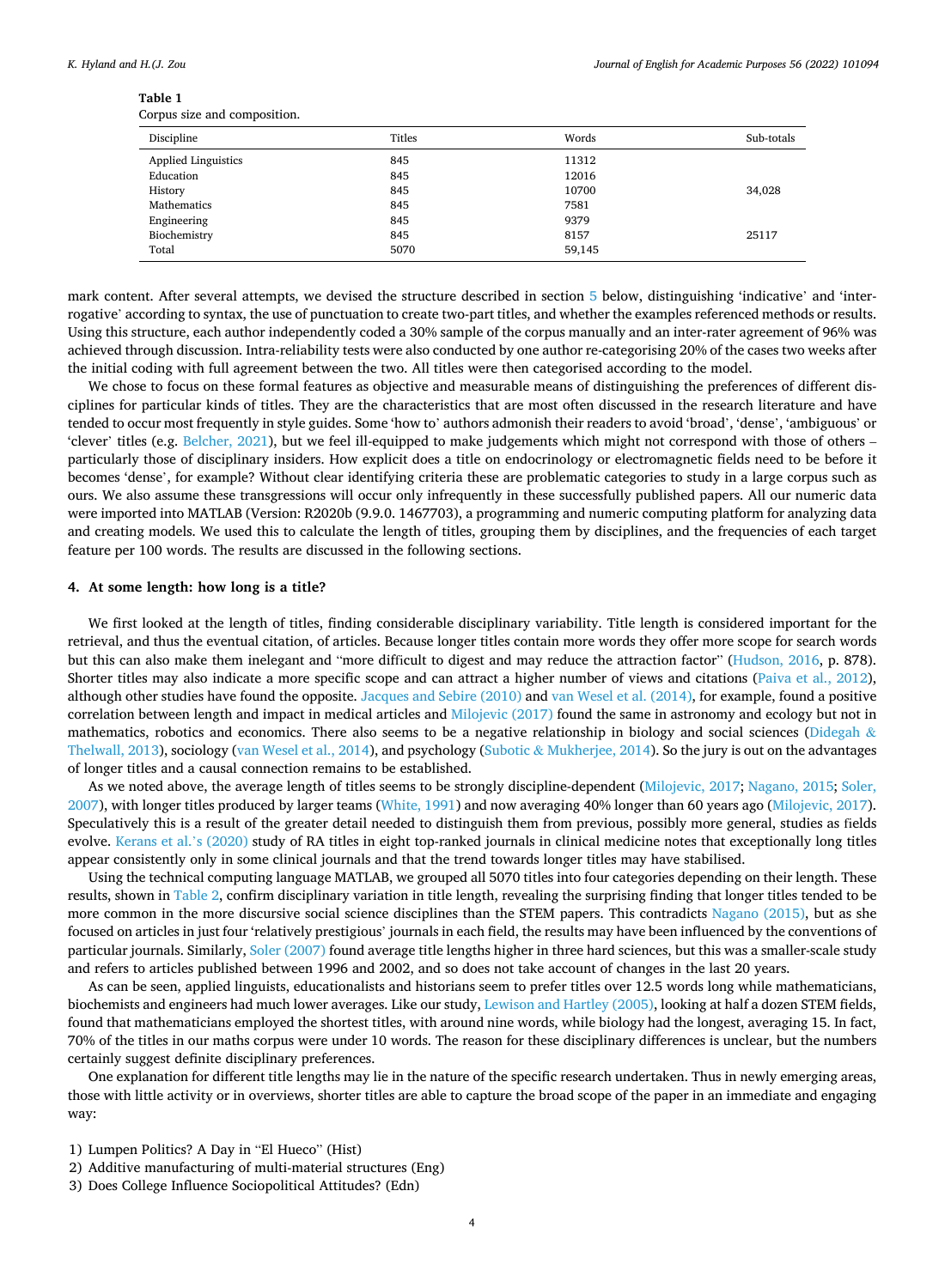**Table 1**
Corpus size and composition.

| Discipline | Titles | Words | Sub-totals |
|---|---|---|---|
| Applied Linguistics | 845 | 11312 | |
| Education | 845 | 12016 | |
| History | 845 | 10700 | 34,028 |
| Mathematics | 845 | 7581 | |
| Engineering | 845 | 9379 | |
| Biochemistry | 845 | 8157 | 25117 |
| Total | 5070 | 59,145 | |

mark content. After several attempts, we devised the structure described in section 5 below, distinguishing 'indicative' and 'interrogative' according to syntax, the use of punctuation to create two-part titles, and whether the examples referenced methods or results. Using this structure, each author independently coded a 30% sample of the corpus manually and an inter-rater agreement of 96% was achieved through discussion. Intra-reliability tests were also conducted by one author re-categorising 20% of the cases two weeks after the initial coding with full agreement between the two. All titles were then categorised according to the model.

We chose to focus on these formal features as objective and measurable means of distinguishing the preferences of different disciplines for particular kinds of titles. They are the characteristics that are most often discussed in the research literature and have tended to occur most frequently in style guides. Some 'how to' authors admonish their readers to avoid 'broad', 'dense', 'ambiguous' or 'clever' titles (e.g. Belcher, 2021), but we feel ill-equipped to make judgements which might not correspond with those of others – particularly those of disciplinary insiders. How explicit does a title on endocrinology or electromagnetic fields need to be before it becomes 'dense', for example? Without clear identifying criteria these are problematic categories to study in a large corpus such as ours. We also assume these transgressions will occur only infrequently in these successfully published papers. All our numeric data were imported into MATLAB (Version: R2020b (9.9.0. 1467703), a programming and numeric computing platform for analyzing data and creating models. We used this to calculate the length of titles, grouping them by disciplines, and the frequencies of each target feature per 100 words. The results are discussed in the following sections.

## 4. At some length: how long is a title?

We first looked at the length of titles, finding considerable disciplinary variability. Title length is considered important for the retrieval, and thus the eventual citation, of articles. Because longer titles contain more words they offer more scope for search words but this can also make them inelegant and "more difficult to digest and may reduce the attraction factor" (Hudson, 2016, p. 878). Shorter titles may also indicate a more specific scope and can attract a higher number of views and citations (Paiva et al., 2012), although other studies have found the opposite. Jacques and Sebire (2010) and van Wesel et al. (2014), for example, found a positive correlation between length and impact in medical articles and Milojevic (2017) found the same in astronomy and ecology but not in mathematics, robotics and economics. There also seems to be a negative relationship in biology and social sciences (Didegah & Thelwall, 2013), sociology (van Wesel et al., 2014), and psychology (Subotic & Mukherjee, 2014). So the jury is out on the advantages of longer titles and a causal connection remains to be established.

As we noted above, the average length of titles seems to be strongly discipline-dependent (Milojevic, 2017; Nagano, 2015; Soler, 2007), with longer titles produced by larger teams (White, 1991) and now averaging 40% longer than 60 years ago (Milojevic, 2017). Speculatively this is a result of the greater detail needed to distinguish them from previous, possibly more general, studies as fields evolve. Kerans et al.'s (2020) study of RA titles in eight top-ranked journals in clinical medicine notes that exceptionally long titles appear consistently only in some clinical journals and that the trend towards longer titles may have stabilised.

Using the technical computing language MATLAB, we grouped all 5070 titles into four categories depending on their length. These results, shown in Table 2, confirm disciplinary variation in title length, revealing the surprising finding that longer titles tended to be more common in the more discursive social science disciplines than the STEM papers. This contradicts Nagano (2015), but as she focused on articles in just four 'relatively prestigious' journals in each field, the results may have been influenced by the conventions of particular journals. Similarly, Soler (2007) found average title lengths higher in three hard sciences, but this was a smaller-scale study and refers to articles published between 1996 and 2002, and so does not take account of changes in the last 20 years.

As can be seen, applied linguists, educationalists and historians seem to prefer titles over 12.5 words long while mathematicians, biochemists and engineers had much lower averages. Like our study, Lewison and Hartley (2005), looking at half a dozen STEM fields, found that mathematicians employed the shortest titles, with around nine words, while biology had the longest, averaging 15. In fact, 70% of the titles in our maths corpus were under 10 words. The reason for these disciplinary differences is unclear, but the numbers certainly suggest definite disciplinary preferences.

One explanation for different title lengths may lie in the nature of the specific research undertaken. Thus in newly emerging areas, those with little activity or in overviews, shorter titles are able to capture the broad scope of the paper in an immediate and engaging way:

1) Lumpen Politics? A Day in "El Hueco" (Hist)
2) Additive manufacturing of multi-material structures (Eng)
3) Does College Influence Sociopolitical Attitudes? (Edn)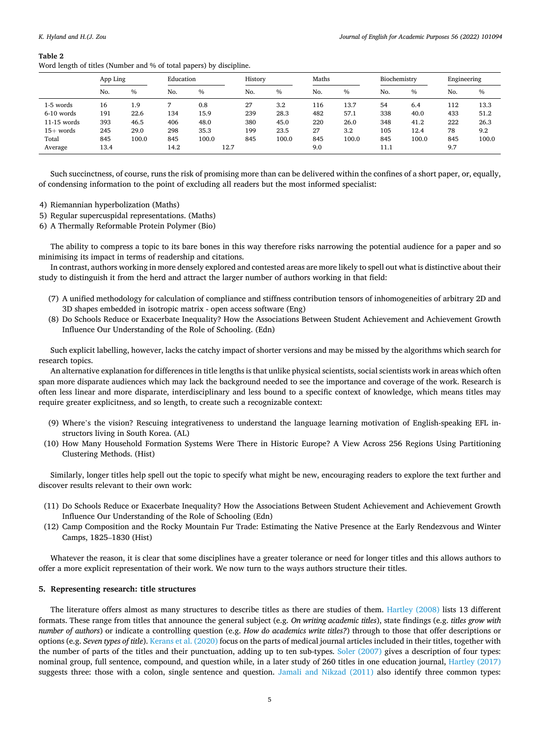**Table 2**
Word length of titles (Number and % of total papers) by discipline.

| | App Ling | | Education | | History | | Maths | | Biochemistry | | Engineering | |
|---|---|---|---|---|---|---|---|---|---|---|---|---|
| | No. | % | No. | % | No. | % | No. | % | No. | % | No. | % |
| 1-5 words | 16 | 1.9 | 7 | 0.8 | 27 | 3.2 | 116 | 13.7 | 54 | 6.4 | 112 | 13.3 |
| 6-10 words | 191 | 22.6 | 134 | 15.9 | 239 | 28.3 | 482 | 57.1 | 338 | 40.0 | 433 | 51.2 |
| 11-15 words | 393 | 46.5 | 406 | 48.0 | 380 | 45.0 | 220 | 26.0 | 348 | 41.2 | 222 | 26.3 |
| 15+ words | 245 | 29.0 | 298 | 35.3 | 199 | 23.5 | 27 | 3.2 | 105 | 12.4 | 78 | 9.2 |
| Total | 845 | 100.0 | 845 | 100.0 | 845 | 100.0 | 845 | 100.0 | 845 | 100.0 | 845 | 100.0 |
| Average | 13.4 | | 14.2 | 12.7 | | | 9.0 | | 11.1 | | 9.7 | |

Such succinctness, of course, runs the risk of promising more than can be delivered within the confines of a short paper, or, equally, of condensing information to the point of excluding all readers but the most informed specialist:

4) Riemannian hyperbolization (Maths)
5) Regular supercuspidal representations. (Maths)
6) A Thermally Reformable Protein Polymer (Bio)

The ability to compress a topic to its bare bones in this way therefore risks narrowing the potential audience for a paper and so minimising its impact in terms of readership and citations.

In contrast, authors working in more densely explored and contested areas are more likely to spell out what is distinctive about their study to distinguish it from the herd and attract the larger number of authors working in that field:

(7) A unified methodology for calculation of compliance and stiffness contribution tensors of inhomogeneities of arbitrary 2D and 3D shapes embedded in isotropic matrix - open access software (Eng)
(8) Do Schools Reduce or Exacerbate Inequality? How the Associations Between Student Achievement and Achievement Growth Influence Our Understanding of the Role of Schooling. (Edn)

Such explicit labelling, however, lacks the catchy impact of shorter versions and may be missed by the algorithms which search for research topics.

An alternative explanation for differences in title lengths is that unlike physical scientists, social scientists work in areas which often span more disparate audiences which may lack the background needed to see the importance and coverage of the work. Research is often less linear and more disparate, interdisciplinary and less bound to a specific context of knowledge, which means titles may require greater explicitness, and so length, to create such a recognizable context:

(9) Where's the vision? Rescuing integrativeness to understand the language learning motivation of English-speaking EFL instructors living in South Korea. (AL)
(10) How Many Household Formation Systems Were There in Historic Europe? A View Across 256 Regions Using Partitioning Clustering Methods. (Hist)

Similarly, longer titles help spell out the topic to specify what might be new, encouraging readers to explore the text further and discover results relevant to their own work:

(11) Do Schools Reduce or Exacerbate Inequality? How the Associations Between Student Achievement and Achievement Growth Influence Our Understanding of the Role of Schooling (Edn)
(12) Camp Composition and the Rocky Mountain Fur Trade: Estimating the Native Presence at the Early Rendezvous and Winter Camps, 1825–1830 (Hist)

Whatever the reason, it is clear that some disciplines have a greater tolerance or need for longer titles and this allows authors to offer a more explicit representation of their work. We now turn to the ways authors structure their titles.

## 5. Representing research: title structures

The literature offers almost as many structures to describe titles as there are studies of them. Hartley (2008) lists 13 different formats. These range from titles that announce the general subject (e.g. *On writing academic titles*), state findings (e.g. *titles grow with number of authors*) or indicate a controlling question (e.g. *How do academics write titles?*) through to those that offer descriptions or options (e.g. *Seven types of title*). Kerans et al. (2020) focus on the parts of medical journal articles included in their titles, together with the number of parts of the titles and their punctuation, adding up to ten sub-types. Soler (2007) gives a description of four types: nominal group, full sentence, compound, and question while, in a later study of 260 titles in one education journal, Hartley (2017) suggests three: those with a colon, single sentence and question. Jamali and Nikzad (2011) also identify three common types: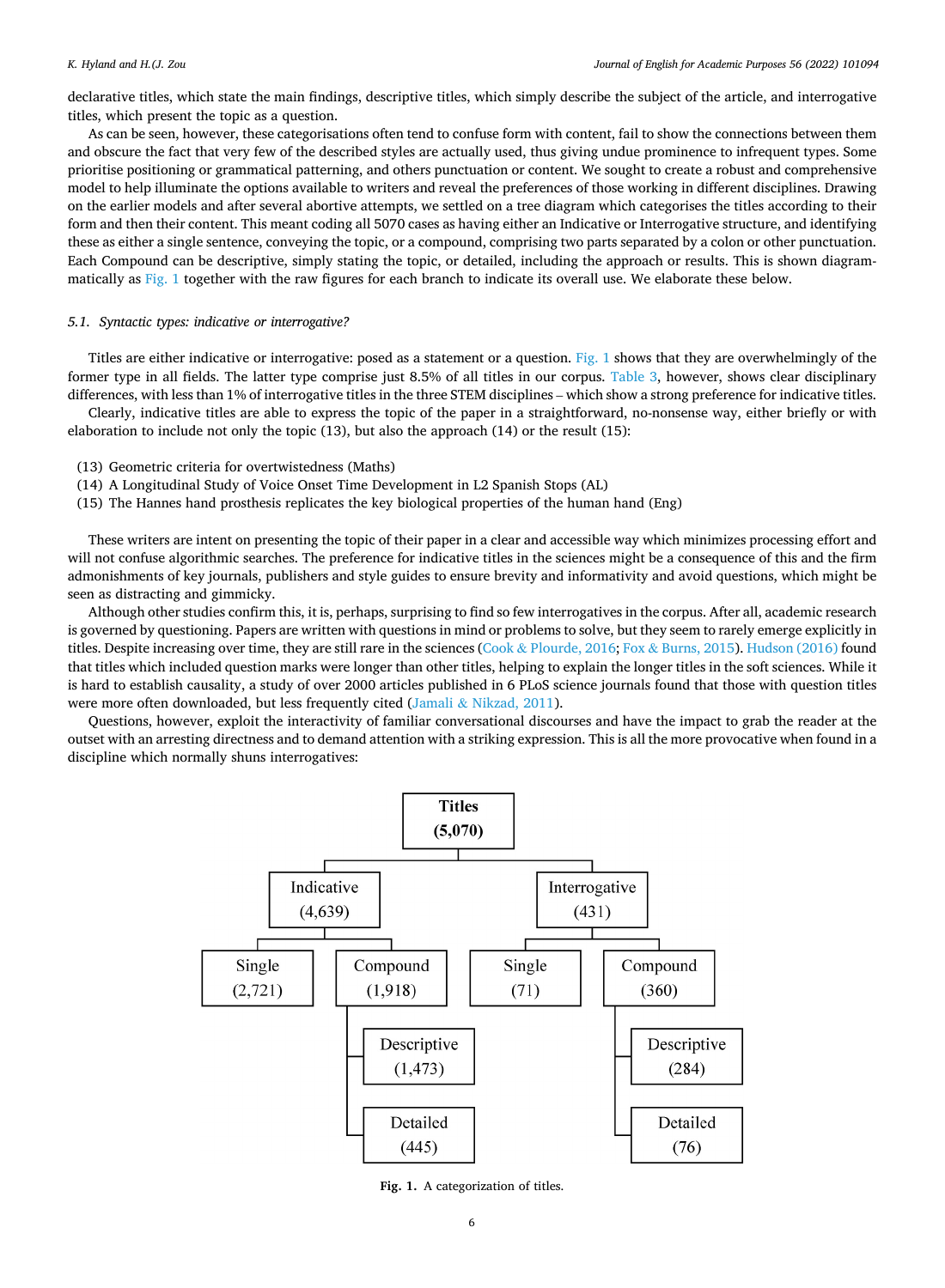declarative titles, which state the main findings, descriptive titles, which simply describe the subject of the article, and interrogative titles, which present the topic as a question.

As can be seen, however, these categorisations often tend to confuse form with content, fail to show the connections between them and obscure the fact that very few of the described styles are actually used, thus giving undue prominence to infrequent types. Some prioritise positioning or grammatical patterning, and others punctuation or content. We sought to create a robust and comprehensive model to help illuminate the options available to writers and reveal the preferences of those working in different disciplines. Drawing on the earlier models and after several abortive attempts, we settled on a tree diagram which categorises the titles according to their form and then their content. This meant coding all 5070 cases as having either an Indicative or Interrogative structure, and identifying these as either a single sentence, conveying the topic, or a compound, comprising two parts separated by a colon or other punctuation. Each Compound can be descriptive, simply stating the topic, or detailed, including the approach or results. This is shown diagrammatically as Fig. 1 together with the raw figures for each branch to indicate its overall use. We elaborate these below.

### 5.1. Syntactic types: indicative or interrogative?

Titles are either indicative or interrogative: posed as a statement or a question. Fig. 1 shows that they are overwhelmingly of the former type in all fields. The latter type comprise just 8.5% of all titles in our corpus. Table 3, however, shows clear disciplinary differences, with less than 1% of interrogative titles in the three STEM disciplines – which show a strong preference for indicative titles.

Clearly, indicative titles are able to express the topic of the paper in a straightforward, no-nonsense way, either briefly or with elaboration to include not only the topic (13), but also the approach (14) or the result (15):

(13) Geometric criteria for overtwistedness (Maths)
(14) A Longitudinal Study of Voice Onset Time Development in L2 Spanish Stops (AL)
(15) The Hannes hand prosthesis replicates the key biological properties of the human hand (Eng)

These writers are intent on presenting the topic of their paper in a clear and accessible way which minimizes processing effort and will not confuse algorithmic searches. The preference for indicative titles in the sciences might be a consequence of this and the firm admonishments of key journals, publishers and style guides to ensure brevity and informativity and avoid questions, which might be seen as distracting and gimmicky.

Although other studies confirm this, it is, perhaps, surprising to find so few interrogatives in the corpus. After all, academic research is governed by questioning. Papers are written with questions in mind or problems to solve, but they seem to rarely emerge explicitly in titles. Despite increasing over time, they are still rare in the sciences (Cook & Plourde, 2016; Fox & Burns, 2015). Hudson (2016) found that titles which included question marks were longer than other titles, helping to explain the longer titles in the soft sciences. While it is hard to establish causality, a study of over 2000 articles published in 6 PLoS science journals found that those with question titles were more often downloaded, but less frequently cited (Jamali & Nikzad, 2011).

Questions, however, exploit the interactivity of familiar conversational discourses and have the impact to grab the reader at the outset with an arresting directness and to demand attention with a striking expression. This is all the more provocative when found in a discipline which normally shuns interrogatives:

- **Titles (5,070)**
  - Indicative (4,639)
    - Single (2,721)
    - Compound (1,918)
      - Descriptive (1,473)
      - Detailed (445)
  - Interrogative (431)
    - Single (71)
    - Compound (360)
      - Descriptive (284)
      - Detailed (76)

**Fig. 1.** A categorization of titles.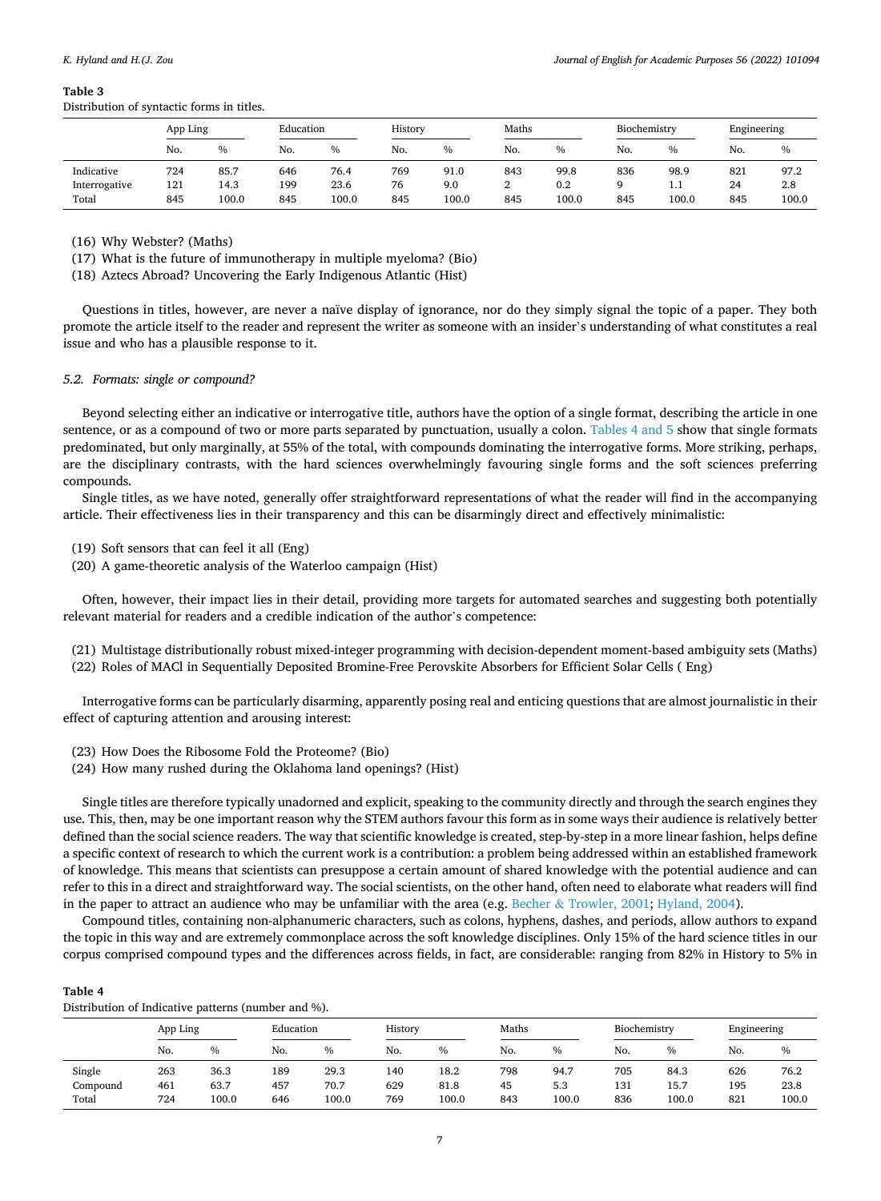**Table 3**
Distribution of syntactic forms in titles.

| | App Ling | | Education | | History | | Maths | | Biochemistry | | Engineering | |
|---|---|---|---|---|---|---|---|---|---|---|---|---|
| | No. | % | No. | % | No. | % | No. | % | No. | % | No. | % |
| Indicative | 724 | 85.7 | 646 | 76.4 | 769 | 91.0 | 843 | 99.8 | 836 | 98.9 | 821 | 97.2 |
| Interrogative | 121 | 14.3 | 199 | 23.6 | 76 | 9.0 | 2 | 0.2 | 9 | 1.1 | 24 | 2.8 |
| Total | 845 | 100.0 | 845 | 100.0 | 845 | 100.0 | 845 | 100.0 | 845 | 100.0 | 845 | 100.0 |

(16) Why Webster? (Maths)
(17) What is the future of immunotherapy in multiple myeloma? (Bio)
(18) Aztecs Abroad? Uncovering the Early Indigenous Atlantic (Hist)

Questions in titles, however, are never a naïve display of ignorance, nor do they simply signal the topic of a paper. They both promote the article itself to the reader and represent the writer as someone with an insider's understanding of what constitutes a real issue and who has a plausible response to it.

### 5.2. Formats: single or compound?

Beyond selecting either an indicative or interrogative title, authors have the option of a single format, describing the article in one sentence, or as a compound of two or more parts separated by punctuation, usually a colon. Tables 4 and 5 show that single formats predominated, but only marginally, at 55% of the total, with compounds dominating the interrogative forms. More striking, perhaps, are the disciplinary contrasts, with the hard sciences overwhelmingly favouring single forms and the soft sciences preferring compounds.

Single titles, as we have noted, generally offer straightforward representations of what the reader will find in the accompanying article. Their effectiveness lies in their transparency and this can be disarmingly direct and effectively minimalistic:

(19) Soft sensors that can feel it all (Eng)
(20) A game-theoretic analysis of the Waterloo campaign (Hist)

Often, however, their impact lies in their detail, providing more targets for automated searches and suggesting both potentially relevant material for readers and a credible indication of the author's competence:

(21) Multistage distributionally robust mixed-integer programming with decision-dependent moment-based ambiguity sets (Maths)
(22) Roles of MACl in Sequentially Deposited Bromine-Free Perovskite Absorbers for Efficient Solar Cells ( Eng)

Interrogative forms can be particularly disarming, apparently posing real and enticing questions that are almost journalistic in their effect of capturing attention and arousing interest:

(23) How Does the Ribosome Fold the Proteome? (Bio)
(24) How many rushed during the Oklahoma land openings? (Hist)

Single titles are therefore typically unadorned and explicit, speaking to the community directly and through the search engines they use. This, then, may be one important reason why the STEM authors favour this form as in some ways their audience is relatively better defined than the social science readers. The way that scientific knowledge is created, step-by-step in a more linear fashion, helps define a specific context of research to which the current work is a contribution: a problem being addressed within an established framework of knowledge. This means that scientists can presuppose a certain amount of shared knowledge with the potential audience and can refer to this in a direct and straightforward way. The social scientists, on the other hand, often need to elaborate what readers will find in the paper to attract an audience who may be unfamiliar with the area (e.g. Becher & Trowler, 2001; Hyland, 2004).

Compound titles, containing non-alphanumeric characters, such as colons, hyphens, dashes, and periods, allow authors to expand the topic in this way and are extremely commonplace across the soft knowledge disciplines. Only 15% of the hard science titles in our corpus comprised compound types and the differences across fields, in fact, are considerable: ranging from 82% in History to 5% in

**Table 4**
Distribution of Indicative patterns (number and %).

| | App Ling | | Education | | History | | Maths | | Biochemistry | | Engineering | |
|---|---|---|---|---|---|---|---|---|---|---|---|---|
| | No. | % | No. | % | No. | % | No. | % | No. | % | No. | % |
| Single | 263 | 36.3 | 189 | 29.3 | 140 | 18.2 | 798 | 94.7 | 705 | 84.3 | 626 | 76.2 |
| Compound | 461 | 63.7 | 457 | 70.7 | 629 | 81.8 | 45 | 5.3 | 131 | 15.7 | 195 | 23.8 |
| Total | 724 | 100.0 | 646 | 100.0 | 769 | 100.0 | 843 | 100.0 | 836 | 100.0 | 821 | 100.0 |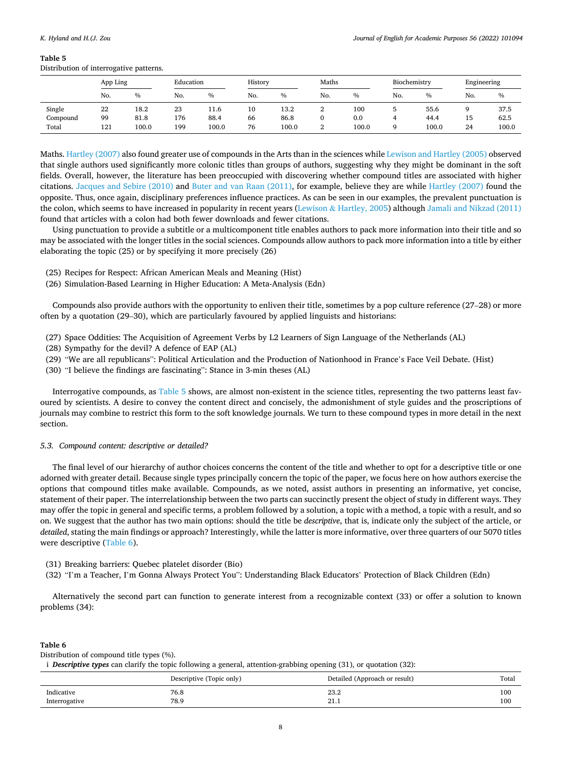**Table 5**
Distribution of interrogative patterns.

| | App Ling | | Education | | History | | Maths | | Biochemistry | | Engineering | |
|---|---|---|---|---|---|---|---|---|---|---|---|---|
| | No. | % | No. | % | No. | % | No. | % | No. | % | No. | % |
| Single | 22 | 18.2 | 23 | 11.6 | 10 | 13.2 | 2 | 100 | 5 | 55.6 | 9 | 37.5 |
| Compound | 99 | 81.8 | 176 | 88.4 | 66 | 86.8 | 0 | 0.0 | 4 | 44.4 | 15 | 62.5 |
| Total | 121 | 100.0 | 199 | 100.0 | 76 | 100.0 | 2 | 100.0 | 9 | 100.0 | 24 | 100.0 |

Maths. Hartley (2007) also found greater use of compounds in the Arts than in the sciences while Lewison and Hartley (2005) observed that single authors used significantly more colonic titles than groups of authors, suggesting why they might be dominant in the soft fields. Overall, however, the literature has been preoccupied with discovering whether compound titles are associated with higher citations. Jacques and Sebire (2010) and Buter and van Raan (2011), for example, believe they are while Hartley (2007) found the opposite. Thus, once again, disciplinary preferences influence practices. As can be seen in our examples, the prevalent punctuation is the colon, which seems to have increased in popularity in recent years (Lewison & Hartley, 2005) although Jamali and Nikzad (2011) found that articles with a colon had both fewer downloads and fewer citations.

Using punctuation to provide a subtitle or a multicomponent title enables authors to pack more information into their title and so may be associated with the longer titles in the social sciences. Compounds allow authors to pack more information into a title by either elaborating the topic (25) or by specifying it more precisely (26)

(25) Recipes for Respect: African American Meals and Meaning (Hist)
(26) Simulation-Based Learning in Higher Education: A Meta-Analysis (Edn)

Compounds also provide authors with the opportunity to enliven their title, sometimes by a pop culture reference (27–28) or more often by a quotation (29–30), which are particularly favoured by applied linguists and historians:

(27) Space Oddities: The Acquisition of Agreement Verbs by L2 Learners of Sign Language of the Netherlands (AL)
(28) Sympathy for the devil? A defence of EAP (AL)
(29) "We are all republicans": Political Articulation and the Production of Nationhood in France's Face Veil Debate. (Hist)
(30) "I believe the findings are fascinating": Stance in 3-min theses (AL)

Interrogative compounds, as Table 5 shows, are almost non-existent in the science titles, representing the two patterns least favoured by scientists. A desire to convey the content direct and concisely, the admonishment of style guides and the proscriptions of journals may combine to restrict this form to the soft knowledge journals. We turn to these compound types in more detail in the next section.

### 5.3. Compound content: descriptive or detailed?

The final level of our hierarchy of author choices concerns the content of the title and whether to opt for a descriptive title or one adorned with greater detail. Because single types principally concern the topic of the paper, we focus here on how authors exercise the options that compound titles make available. Compounds, as we noted, assist authors in presenting an informative, yet concise, statement of their paper. The interrelationship between the two parts can succinctly present the object of study in different ways. They may offer the topic in general and specific terms, a problem followed by a solution, a topic with a method, a topic with a result, and so on. We suggest that the author has two main options: should the title be *descriptive*, that is, indicate only the subject of the article, or *detailed*, stating the main findings or approach? Interestingly, while the latter is more informative, over three quarters of our 5070 titles were descriptive (Table 6).

(31) Breaking barriers: Quebec platelet disorder (Bio)
(32) "I'm a Teacher, I'm Gonna Always Protect You": Understanding Black Educators' Protection of Black Children (Edn)

Alternatively the second part can function to generate interest from a recognizable context (33) or offer a solution to known problems (34):

**Table 6**
Distribution of compound title types (%).

i ***Descriptive types*** can clarify the topic following a general, attention-grabbing opening (31), or quotation (32):

| | Descriptive (Topic only) | Detailed (Approach or result) | Total |
|---|---|---|---|
| Indicative | 76.8 | 23.2 | 100 |
| Interrogative | 78.9 | 21.1 | 100 |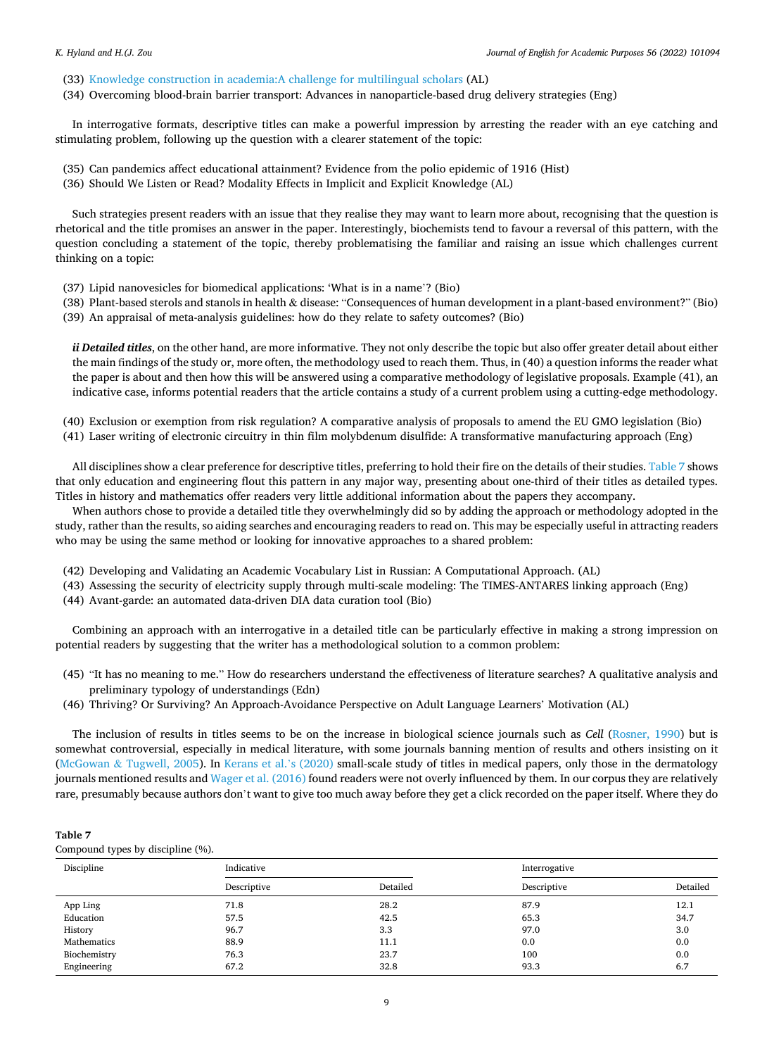(33) Knowledge construction in academia:A challenge for multilingual scholars (AL)

(34) Overcoming blood-brain barrier transport: Advances in nanoparticle-based drug delivery strategies (Eng)

In interrogative formats, descriptive titles can make a powerful impression by arresting the reader with an eye catching and stimulating problem, following up the question with a clearer statement of the topic:

(35) Can pandemics affect educational attainment? Evidence from the polio epidemic of 1916 (Hist)

(36) Should We Listen or Read? Modality Effects in Implicit and Explicit Knowledge (AL)

Such strategies present readers with an issue that they realise they may want to learn more about, recognising that the question is rhetorical and the title promises an answer in the paper. Interestingly, biochemists tend to favour a reversal of this pattern, with the question concluding a statement of the topic, thereby problematising the familiar and raising an issue which challenges current thinking on a topic:

(37) Lipid nanovesicles for biomedical applications: 'What is in a name'? (Bio)

(38) Plant-based sterols and stanols in health & disease: "Consequences of human development in a plant-based environment?" (Bio)

(39) An appraisal of meta-analysis guidelines: how do they relate to safety outcomes? (Bio)

***ii Detailed titles***, on the other hand, are more informative. They not only describe the topic but also offer greater detail about either the main findings of the study or, more often, the methodology used to reach them. Thus, in (40) a question informs the reader what the paper is about and then how this will be answered using a comparative methodology of legislative proposals. Example (41), an indicative case, informs potential readers that the article contains a study of a current problem using a cutting-edge methodology.

(40) Exclusion or exemption from risk regulation? A comparative analysis of proposals to amend the EU GMO legislation (Bio)

(41) Laser writing of electronic circuitry in thin film molybdenum disulfide: A transformative manufacturing approach (Eng)

All disciplines show a clear preference for descriptive titles, preferring to hold their fire on the details of their studies. Table 7 shows that only education and engineering flout this pattern in any major way, presenting about one-third of their titles as detailed types. Titles in history and mathematics offer readers very little additional information about the papers they accompany.

When authors chose to provide a detailed title they overwhelmingly did so by adding the approach or methodology adopted in the study, rather than the results, so aiding searches and encouraging readers to read on. This may be especially useful in attracting readers who may be using the same method or looking for innovative approaches to a shared problem:

(42) Developing and Validating an Academic Vocabulary List in Russian: A Computational Approach. (AL)

(43) Assessing the security of electricity supply through multi-scale modeling: The TIMES-ANTARES linking approach (Eng)

(44) Avant-garde: an automated data-driven DIA data curation tool (Bio)

Combining an approach with an interrogative in a detailed title can be particularly effective in making a strong impression on potential readers by suggesting that the writer has a methodological solution to a common problem:

(45) "It has no meaning to me." How do researchers understand the effectiveness of literature searches? A qualitative analysis and preliminary typology of understandings (Edn)

(46) Thriving? Or Surviving? An Approach-Avoidance Perspective on Adult Language Learners' Motivation (AL)

The inclusion of results in titles seems to be on the increase in biological science journals such as *Cell* (Rosner, 1990) but is somewhat controversial, especially in medical literature, with some journals banning mention of results and others insisting on it (McGowan & Tugwell, 2005). In Kerans et al.'s (2020) small-scale study of titles in medical papers, only those in the dermatology journals mentioned results and Wager et al. (2016) found readers were not overly influenced by them. In our corpus they are relatively rare, presumably because authors don't want to give too much away before they get a click recorded on the paper itself. Where they do

**Table 7**
Compound types by discipline (%).

| Discipline | Indicative | | Interrogative | |
|---|---|---|---|---|
| | Descriptive | Detailed | Descriptive | Detailed |
| App Ling | 71.8 | 28.2 | 87.9 | 12.1 |
| Education | 57.5 | 42.5 | 65.3 | 34.7 |
| History | 96.7 | 3.3 | 97.0 | 3.0 |
| Mathematics | 88.9 | 11.1 | 0.0 | 0.0 |
| Biochemistry | 76.3 | 23.7 | 100 | 0.0 |
| Engineering | 67.2 | 32.8 | 93.3 | 6.7 |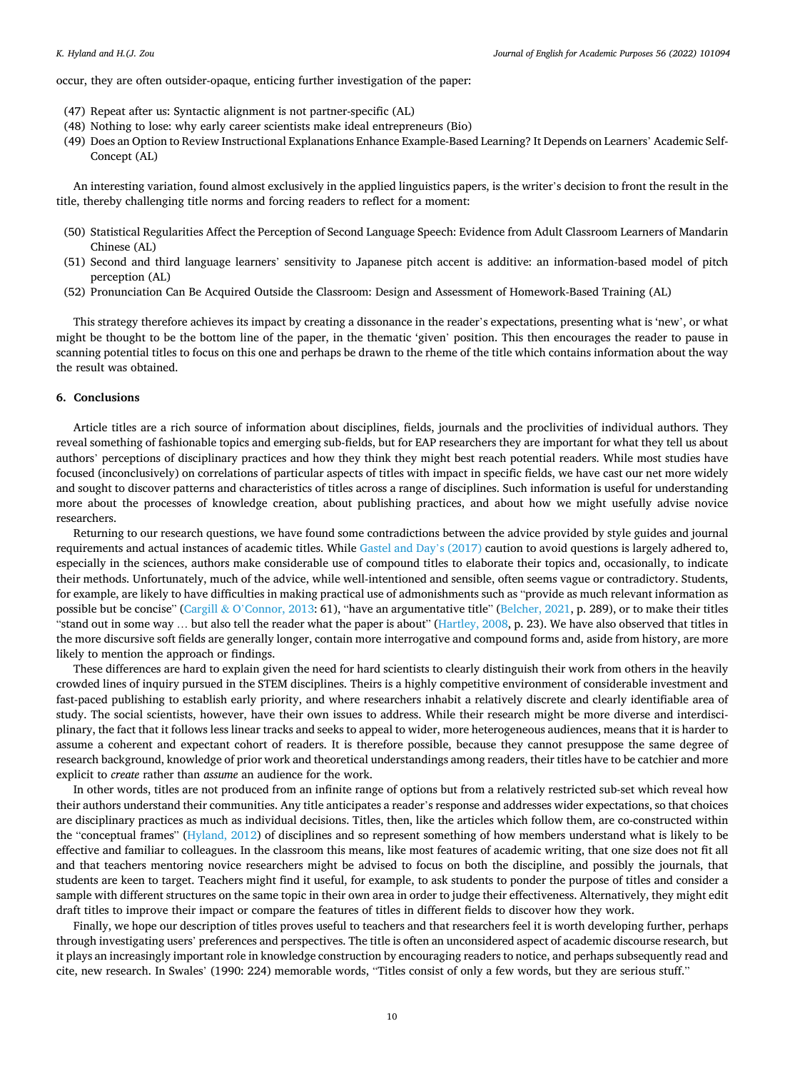occur, they are often outsider-opaque, enticing further investigation of the paper:

(47) Repeat after us: Syntactic alignment is not partner-specific (AL)
(48) Nothing to lose: why early career scientists make ideal entrepreneurs (Bio)
(49) Does an Option to Review Instructional Explanations Enhance Example-Based Learning? It Depends on Learners' Academic Self-Concept (AL)

An interesting variation, found almost exclusively in the applied linguistics papers, is the writer's decision to front the result in the title, thereby challenging title norms and forcing readers to reflect for a moment:

(50) Statistical Regularities Affect the Perception of Second Language Speech: Evidence from Adult Classroom Learners of Mandarin Chinese (AL)
(51) Second and third language learners' sensitivity to Japanese pitch accent is additive: an information-based model of pitch perception (AL)
(52) Pronunciation Can Be Acquired Outside the Classroom: Design and Assessment of Homework-Based Training (AL)

This strategy therefore achieves its impact by creating a dissonance in the reader's expectations, presenting what is 'new', or what might be thought to be the bottom line of the paper, in the thematic 'given' position. This then encourages the reader to pause in scanning potential titles to focus on this one and perhaps be drawn to the rheme of the title which contains information about the way the result was obtained.

## 6. Conclusions

Article titles are a rich source of information about disciplines, fields, journals and the proclivities of individual authors. They reveal something of fashionable topics and emerging sub-fields, but for EAP researchers they are important for what they tell us about authors' perceptions of disciplinary practices and how they think they might best reach potential readers. While most studies have focused (inconclusively) on correlations of particular aspects of titles with impact in specific fields, we have cast our net more widely and sought to discover patterns and characteristics of titles across a range of disciplines. Such information is useful for understanding more about the processes of knowledge creation, about publishing practices, and about how we might usefully advise novice researchers.

Returning to our research questions, we have found some contradictions between the advice provided by style guides and journal requirements and actual instances of academic titles. While Gastel and Day's (2017) caution to avoid questions is largely adhered to, especially in the sciences, authors make considerable use of compound titles to elaborate their topics and, occasionally, to indicate their methods. Unfortunately, much of the advice, while well-intentioned and sensible, often seems vague or contradictory. Students, for example, are likely to have difficulties in making practical use of admonishments such as "provide as much relevant information as possible but be concise" (Cargill & O'Connor, 2013: 61), "have an argumentative title" (Belcher, 2021, p. 289), or to make their titles "stand out in some way … but also tell the reader what the paper is about" (Hartley, 2008, p. 23). We have also observed that titles in the more discursive soft fields are generally longer, contain more interrogative and compound forms and, aside from history, are more likely to mention the approach or findings.

These differences are hard to explain given the need for hard scientists to clearly distinguish their work from others in the heavily crowded lines of inquiry pursued in the STEM disciplines. Theirs is a highly competitive environment of considerable investment and fast-paced publishing to establish early priority, and where researchers inhabit a relatively discrete and clearly identifiable area of study. The social scientists, however, have their own issues to address. While their research might be more diverse and interdisciplinary, the fact that it follows less linear tracks and seeks to appeal to wider, more heterogeneous audiences, means that it is harder to assume a coherent and expectant cohort of readers. It is therefore possible, because they cannot presuppose the same degree of research background, knowledge of prior work and theoretical understandings among readers, their titles have to be catchier and more explicit to *create* rather than *assume* an audience for the work.

In other words, titles are not produced from an infinite range of options but from a relatively restricted sub-set which reveal how their authors understand their communities. Any title anticipates a reader's response and addresses wider expectations, so that choices are disciplinary practices as much as individual decisions. Titles, then, like the articles which follow them, are co-constructed within the "conceptual frames" (Hyland, 2012) of disciplines and so represent something of how members understand what is likely to be effective and familiar to colleagues. In the classroom this means, like most features of academic writing, that one size does not fit all and that teachers mentoring novice researchers might be advised to focus on both the discipline, and possibly the journals, that students are keen to target. Teachers might find it useful, for example, to ask students to ponder the purpose of titles and consider a sample with different structures on the same topic in their own area in order to judge their effectiveness. Alternatively, they might edit draft titles to improve their impact or compare the features of titles in different fields to discover how they work.

Finally, we hope our description of titles proves useful to teachers and that researchers feel it is worth developing further, perhaps through investigating users' preferences and perspectives. The title is often an unconsidered aspect of academic discourse research, but it plays an increasingly important role in knowledge construction by encouraging readers to notice, and perhaps subsequently read and cite, new research. In Swales' (1990: 224) memorable words, "Titles consist of only a few words, but they are serious stuff."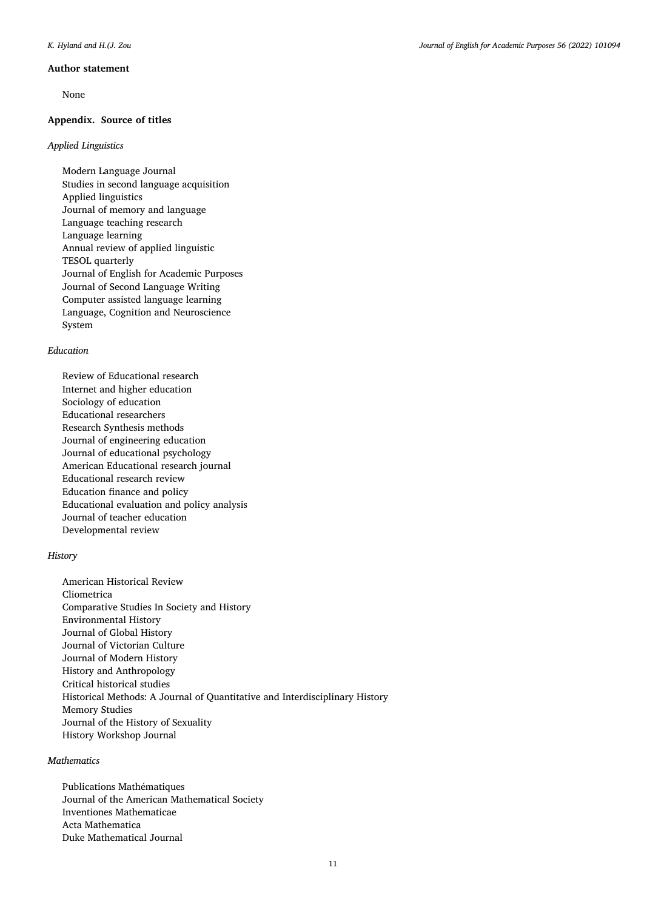### Author statement

None

### Appendix. Source of titles

*Applied Linguistics*

Modern Language Journal
Studies in second language acquisition
Applied linguistics
Journal of memory and language
Language teaching research
Language learning
Annual review of applied linguistic
TESOL quarterly
Journal of English for Academic Purposes
Journal of Second Language Writing
Computer assisted language learning
Language, Cognition and Neuroscience
System

*Education*

Review of Educational research
Internet and higher education
Sociology of education
Educational researchers
Research Synthesis methods
Journal of engineering education
Journal of educational psychology
American Educational research journal
Educational research review
Education finance and policy
Educational evaluation and policy analysis
Journal of teacher education
Developmental review

*History*

American Historical Review
Cliometrica
Comparative Studies In Society and History
Environmental History
Journal of Global History
Journal of Victorian Culture
Journal of Modern History
History and Anthropology
Critical historical studies
Historical Methods: A Journal of Quantitative and Interdisciplinary History
Memory Studies
Journal of the History of Sexuality
History Workshop Journal

*Mathematics*

Publications Mathématiques
Journal of the American Mathematical Society
Inventiones Mathematicae
Acta Mathematica
Duke Mathematical Journal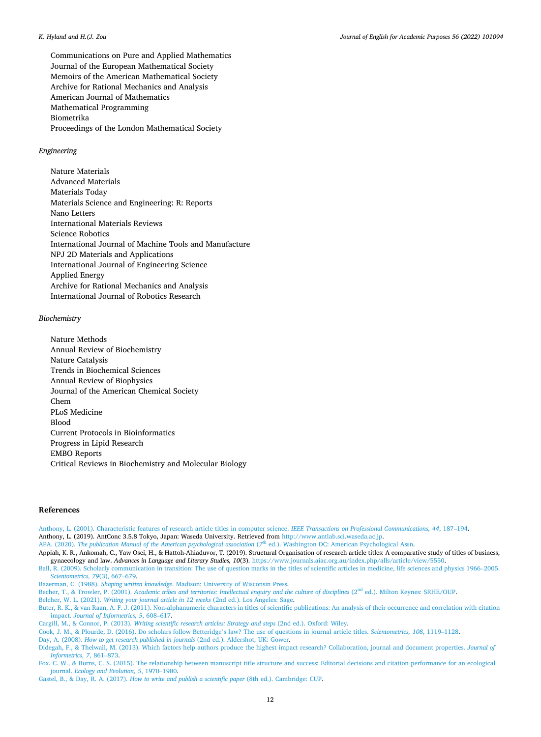Communications on Pure and Applied Mathematics
Journal of the European Mathematical Society
Memoirs of the American Mathematical Society
Archive for Rational Mechanics and Analysis
American Journal of Mathematics
Mathematical Programming
Biometrika
Proceedings of the London Mathematical Society

*Engineering*

Nature Materials
Advanced Materials
Materials Today
Materials Science and Engineering: R: Reports
Nano Letters
International Materials Reviews
Science Robotics
International Journal of Machine Tools and Manufacture
NPJ 2D Materials and Applications
International Journal of Engineering Science
Applied Energy
Archive for Rational Mechanics and Analysis
International Journal of Robotics Research

*Biochemistry*

Nature Methods
Annual Review of Biochemistry
Nature Catalysis
Trends in Biochemical Sciences
Annual Review of Biophysics
Journal of the American Chemical Society
Chem
PLoS Medicine
Blood
Current Protocols in Bioinformatics
Progress in Lipid Research
EMBO Reports
Critical Reviews in Biochemistry and Molecular Biology

## References

Anthony, L. (2001). Characteristic features of research article titles in computer science. *IEEE Transactions on Professional Communications, 44*, 187–194.

Anthony, L. (2019). AntConc 3.5.8 Tokyo, Japan: Waseda University. Retrieved from http://www.antlab.sci.waseda.ac.jp.

APA. (2020). *The publication Manual of the American psychological association* (7th ed.). Washington DC: American Psychological Assn.

Appiah, K. R., Ankomah, C., Yaw Osei, H., & Hattoh-Ahiaduvor, T. (2019). Structural Organisation of research article titles: A comparative study of titles of business, gynaecology and law. *Advances in Language and Literary Studies, 10*(3). https://www.journals.aiac.org.au/index.php/alls/article/view/5550.

Ball, R. (2009). Scholarly communication in transition: The use of question marks in the titles of scientific articles in medicine, life sciences and physics 1966–2005. *Scientometrics, 79*(3), 667–679.

Bazerman, C. (1988). *Shaping written knowledge*. Madison: University of Wisconsin Press.

Becher, T., & Trowler, P. (2001). *Academic tribes and territories: Intellectual enquiry and the culture of disciplines* (2nd ed.). Milton Keynes: SRHE/OUP.

Belcher, W. L. (2021). *Writing your journal article in 12 weeks* (2nd ed.). Los Angeles: Sage.

Buter, R. K., & van Raan, A. F. J. (2011). Non-alphanumeric characters in titles of scientific publications: An analysis of their occurrence and correlation with citation impact. *Journal of Informetrics, 5*, 608–617.

Cargill, M., & Connor, P. (2013). *Writing scientific research articles: Strategy and steps* (2nd ed.). Oxford: Wiley.

Cook, J. M., & Plourde, D. (2016). Do scholars follow Betteridge's law? The use of questions in journal article titles. *Scientometrics, 108*, 1119–1128.

Day, A. (2008). *How to get research published in journals* (2nd ed.). Aldershot, UK: Gower.

Didegah, F., & Thelwall, M. (2013). Which factors help authors produce the highest impact research? Collaboration, journal and document properties. *Journal of Informetrics, 7*, 861–873.

Fox, C. W., & Burns, C. S. (2015). The relationship between manuscript title structure and success: Editorial decisions and citation performance for an ecological journal. *Ecology and Evolution, 5*, 1970–1980.

Gastel, B., & Day, R. A. (2017). *How to write and publish a scientific paper* (8th ed.). Cambridge: CUP.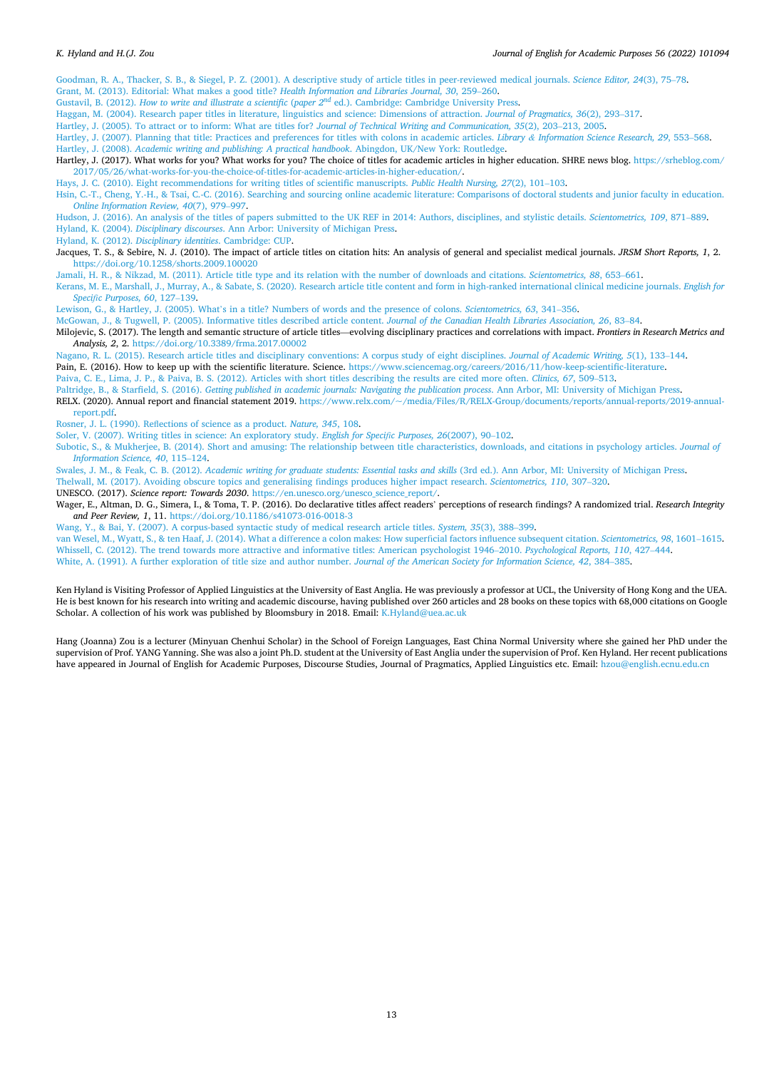Goodman, R. A., Thacker, S. B., & Siegel, P. Z. (2001). A descriptive study of article titles in peer-reviewed medical journals. *Science Editor, 24*(3), 75–78.

Grant, M. (2013). Editorial: What makes a good title? *Health Information and Libraries Journal, 30*, 259–260.

Gustavil, B. (2012). *How to write and illustrate a scientific (paper 2nd ed.)*. Cambridge: Cambridge University Press.

Haggan, M. (2004). Research paper titles in literature, linguistics and science: Dimensions of attraction. *Journal of Pragmatics, 36*(2), 293–317.

Hartley, J. (2005). To attract or to inform: What are titles for? *Journal of Technical Writing and Communication, 35*(2), 203–213, 2005.

Hartley, J. (2007). Planning that title: Practices and preferences for titles with colons in academic articles. *Library & Information Science Research, 29*, 553–568.

Hartley, J. (2008). *Academic writing and publishing: A practical handbook*. Abingdon, UK/New York: Routledge.

Hartley, J. (2017). What works for you? What works for you? The choice of titles for academic articles in higher education. SHRE news blog. https://srheblog.com/2017/05/26/what-works-for-you-the-choice-of-titles-for-academic-articles-in-higher-education/.

Hays, J. C. (2010). Eight recommendations for writing titles of scientific manuscripts. *Public Health Nursing, 27*(2), 101–103.

Hsin, C.-T., Cheng, Y.-H., & Tsai, C.-C. (2016). Searching and sourcing online academic literature: Comparisons of doctoral students and junior faculty in education. *Online Information Review, 40*(7), 979–997.

Hudson, J. (2016). An analysis of the titles of papers submitted to the UK REF in 2014: Authors, disciplines, and stylistic details. *Scientometrics, 109*, 871–889.

Hyland, K. (2004). *Disciplinary discourses*. Ann Arbor: University of Michigan Press.

Hyland, K. (2012). *Disciplinary identities*. Cambridge: CUP.

Jacques, T. S., & Sebire, N. J. (2010). The impact of article titles on citation hits: An analysis of general and specialist medical journals. *JRSM Short Reports, 1*, 2. https://doi.org/10.1258/shorts.2009.100020

Jamali, H. R., & Nikzad, M. (2011). Article title type and its relation with the number of downloads and citations. *Scientometrics, 88*, 653–661.

Kerans, M. E., Marshall, J., Murray, A., & Sabate, S. (2020). Research article title content and form in high-ranked international clinical medicine journals. *English for Specific Purposes, 60*, 127–139.

Lewison, G., & Hartley, J. (2005). What's in a title? Numbers of words and the presence of colons. *Scientometrics, 63*, 341–356.

McGowan, J., & Tugwell, P. (2005). Informative titles described article content. *Journal of the Canadian Health Libraries Association, 26*, 83–84.

Milojevic, S. (2017). The length and semantic structure of article titles—evolving disciplinary practices and correlations with impact. *Frontiers in Research Metrics and Analysis, 2*, 2. https://doi.org/10.3389/frma.2017.00002

Nagano, R. L. (2015). Research article titles and disciplinary conventions: A corpus study of eight disciplines. *Journal of Academic Writing, 5*(1), 133–144.

Pain, E. (2016). How to keep up with the scientific literature. Science. https://www.sciencemag.org/careers/2016/11/how-keep-scientific-literature.

Paiva, C. E., Lima, J. P., & Paiva, B. S. (2012). Articles with short titles describing the results are cited more often. *Clinics, 67*, 509–513.

Paltridge, B., & Starfield, S. (2016). *Getting published in academic journals: Navigating the publication process*. Ann Arbor, MI: University of Michigan Press.

RELX. (2020). Annual report and financial statement 2019. https://www.relx.com/~/media/Files/R/RELX-Group/documents/reports/annual-reports/2019-annual-report.pdf.

Rosner, J. L. (1990). Reflections of science as a product. *Nature, 345*, 108.

Soler, V. (2007). Writing titles in science: An exploratory study. *English for Specific Purposes, 26*(2007), 90–102.

Subotic, S., & Mukherjee, B. (2014). Short and amusing: The relationship between title characteristics, downloads, and citations in psychology articles. *Journal of Information Science, 40*, 115–124.

Swales, J. M., & Feak, C. B. (2012). *Academic writing for graduate students: Essential tasks and skills* (3rd ed.). Ann Arbor, MI: University of Michigan Press.

Thelwall, M. (2017). Avoiding obscure topics and generalising findings produces higher impact research. *Scientometrics, 110*, 307–320.

UNESCO. (2017). *Science report: Towards 2030*. https://en.unesco.org/unesco_science_report/.

Wager, E., Altman, D. G., Simera, I., & Toma, T. P. (2016). Do declarative titles affect readers' perceptions of research findings? A randomized trial. *Research Integrity and Peer Review, 1*, 11. https://doi.org/10.1186/s41073-016-0018-3

Wang, Y., & Bai, Y. (2007). A corpus-based syntactic study of medical research article titles. *System, 35*(3), 388–399.

van Wesel, M., Wyatt, S., & ten Haaf, J. (2014). What a difference a colon makes: How superficial factors influence subsequent citation. *Scientometrics, 98*, 1601–1615.

Whissell, C. (2012). The trend towards more attractive and informative titles: American psychologist 1946–2010. *Psychological Reports, 110*, 427–444.

White, A. (1991). A further exploration of title size and author number. *Journal of the American Society for Information Science, 42*, 384–385.

Ken Hyland is Visiting Professor of Applied Linguistics at the University of East Anglia. He was previously a professor at UCL, the University of Hong Kong and the UEA. He is best known for his research into writing and academic discourse, having published over 260 articles and 28 books on these topics with 68,000 citations on Google Scholar. A collection of his work was published by Bloomsbury in 2018. Email: K.Hyland@uea.ac.uk

Hang (Joanna) Zou is a lecturer (Minyuan Chenhui Scholar) in the School of Foreign Languages, East China Normal University where she gained her PhD under the supervision of Prof. YANG Yanning. She was also a joint Ph.D. student at the University of East Anglia under the supervision of Prof. Ken Hyland. Her recent publications have appeared in Journal of English for Academic Purposes, Discourse Studies, Journal of Pragmatics, Applied Linguistics etc. Email: hzou@english.ecnu.edu.cn